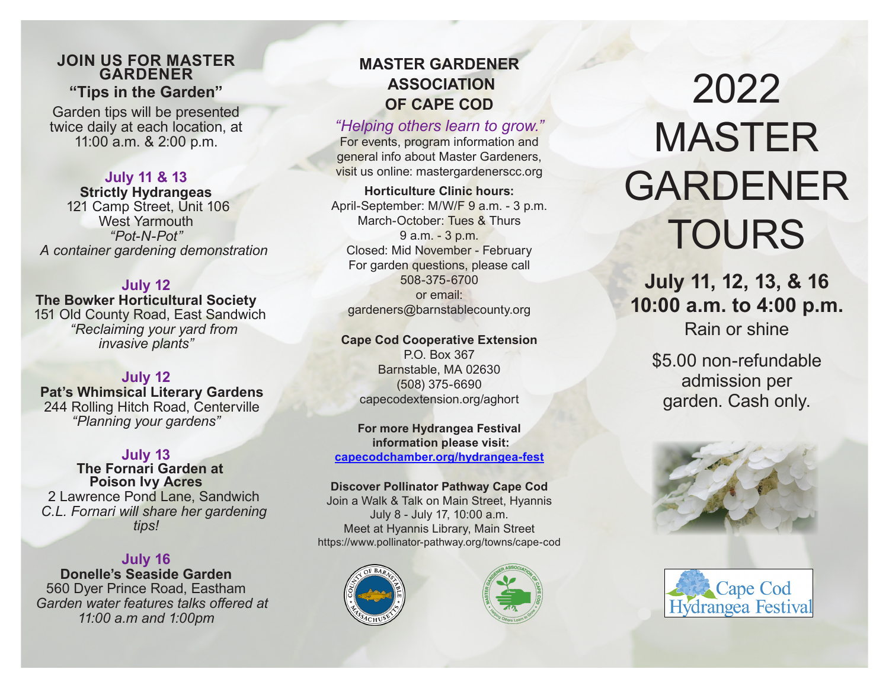## JOIN US FOR MASTER GARDENER

### "Tips in the Garden"

Garden tips will be presented twice daily at each location, at 11:00 a.m. & 2:00 p.m.

**July 11 & 13**
**Strictly Hydrangeas**
121 Camp Street, Unit 106
West Yarmouth
*"Pot-N-Pot"*
*A container gardening demonstration*

**July 12**
**The Bowker Horticultural Society**
151 Old County Road, East Sandwich
*"Reclaiming your yard from invasive plants"*

**July 12**
**Pat's Whimsical Literary Gardens**
244 Rolling Hitch Road, Centerville
*"Planning your gardens"*

**July 13**
**The Fornari Garden at Poison Ivy Acres**
2 Lawrence Pond Lane, Sandwich
*C.L. Fornari will share her gardening tips!*

**July 16**
**Donelle's Seaside Garden**
560 Dyer Prince Road, Eastham
*Garden water features talks offered at 11:00 a.m and 1:00pm*

## MASTER GARDENER ASSOCIATION OF CAPE COD

*"Helping others learn to grow."*

For events, program information and general info about Master Gardeners, visit us online: mastergardenerscc.org

**Horticulture Clinic hours:**
April-September: M/W/F 9 a.m. - 3 p.m.
March-October: Tues & Thurs
9 a.m. - 3 p.m.
Closed: Mid November - February
For garden questions, please call
508-375-6700
or email:
gardeners@barnstablecounty.org

**Cape Cod Cooperative Extension**
P.O. Box 367
Barnstable, MA 02630
(508) 375-6690
capecodextension.org/aghort

**For more Hydrangea Festival information please visit:**
**capecodchamber.org/hydrangea-fest**

**Discover Pollinator Pathway Cape Cod**
Join a Walk & Talk on Main Street, Hyannis
July 8 - July 17, 10:00 a.m.
Meet at Hyannis Library, Main Street
https://www.pollinator-pathway.org/towns/cape-cod

# 2022 MASTER GARDENER TOURS

**July 11, 12, 13, & 16**
**10:00 a.m. to 4:00 p.m.**
Rain or shine

$5.00 non-refundable admission per garden. Cash only.

Cape Cod Hydrangea Festival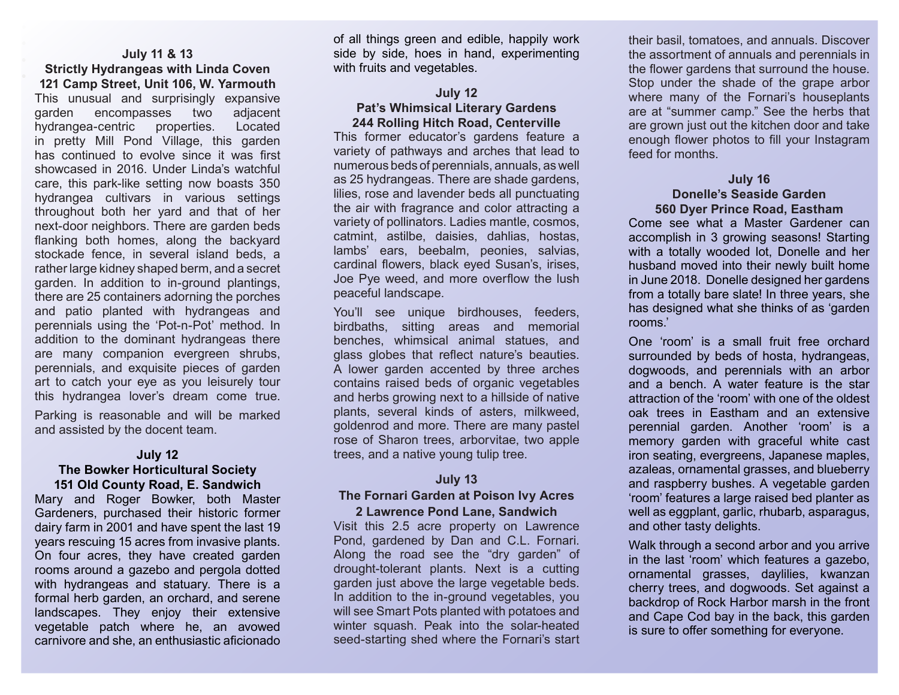**July 11 & 13**
**Strictly Hydrangeas with Linda Coven**
**121 Camp Street, Unit 106, W. Yarmouth**

This unusual and surprisingly expansive garden encompasses two adjacent hydrangea-centric properties. Located in pretty Mill Pond Village, this garden has continued to evolve since it was first showcased in 2016. Under Linda's watchful care, this park-like setting now boasts 350 hydrangea cultivars in various settings throughout both her yard and that of her next-door neighbors. There are garden beds flanking both homes, along the backyard stockade fence, in several island beds, a rather large kidney shaped berm, and a secret garden. In addition to in-ground plantings, there are 25 containers adorning the porches and patio planted with hydrangeas and perennials using the 'Pot-n-Pot' method. In addition to the dominant hydrangeas there are many companion evergreen shrubs, perennials, and exquisite pieces of garden art to catch your eye as you leisurely tour this hydrangea lover's dream come true.

Parking is reasonable and will be marked and assisted by the docent team.

**July 12**
**The Bowker Horticultural Society**
**151 Old County Road, E. Sandwich**

Mary and Roger Bowker, both Master Gardeners, purchased their historic former dairy farm in 2001 and have spent the last 19 years rescuing 15 acres from invasive plants. On four acres, they have created garden rooms around a gazebo and pergola dotted with hydrangeas and statuary. There is a formal herb garden, an orchard, and serene landscapes. They enjoy their extensive vegetable patch where he, an avowed carnivore and she, an enthusiastic aficionado of all things green and edible, happily work side by side, hoes in hand, experimenting with fruits and vegetables.

**July 12**
**Pat's Whimsical Literary Gardens**
**244 Rolling Hitch Road, Centerville**

This former educator's gardens feature a variety of pathways and arches that lead to numerous beds of perennials, annuals, as well as 25 hydrangeas. There are shade gardens, lilies, rose and lavender beds all punctuating the air with fragrance and color attracting a variety of pollinators. Ladies mantle, cosmos, catmint, astilbe, daisies, dahlias, hostas, lambs' ears, beebalm, peonies, salvias, cardinal flowers, black eyed Susan's, irises, Joe Pye weed, and more overflow the lush peaceful landscape.

You'll see unique birdhouses, feeders, birdbaths, sitting areas and memorial benches, whimsical animal statues, and glass globes that reflect nature's beauties. A lower garden accented by three arches contains raised beds of organic vegetables and herbs growing next to a hillside of native plants, several kinds of asters, milkweed, goldenrod and more. There are many pastel rose of Sharon trees, arborvitae, two apple trees, and a native young tulip tree.

**July 13**
**The Fornari Garden at Poison Ivy Acres**
**2 Lawrence Pond Lane, Sandwich**

Visit this 2.5 acre property on Lawrence Pond, gardened by Dan and C.L. Fornari. Along the road see the "dry garden" of drought-tolerant plants. Next is a cutting garden just above the large vegetable beds. In addition to the in-ground vegetables, you will see Smart Pots planted with potatoes and winter squash. Peak into the solar-heated seed-starting shed where the Fornari's start their basil, tomatoes, and annuals. Discover the assortment of annuals and perennials in the flower gardens that surround the house. Stop under the shade of the grape arbor where many of the Fornari's houseplants are at "summer camp." See the herbs that are grown just out the kitchen door and take enough flower photos to fill your Instagram feed for months.

**July 16**
**Donelle's Seaside Garden**
**560 Dyer Prince Road, Eastham**

Come see what a Master Gardener can accomplish in 3 growing seasons! Starting with a totally wooded lot, Donelle and her husband moved into their newly built home in June 2018. Donelle designed her gardens from a totally bare slate! In three years, she has designed what she thinks of as 'garden rooms.'

One 'room' is a small fruit free orchard surrounded by beds of hosta, hydrangeas, dogwoods, and perennials with an arbor and a bench. A water feature is the star attraction of the 'room' with one of the oldest oak trees in Eastham and an extensive perennial garden. Another 'room' is a memory garden with graceful white cast iron seating, evergreens, Japanese maples, azaleas, ornamental grasses, and blueberry and raspberry bushes. A vegetable garden 'room' features a large raised bed planter as well as eggplant, garlic, rhubarb, asparagus, and other tasty delights.

Walk through a second arbor and you arrive in the last 'room' which features a gazebo, ornamental grasses, daylilies, kwanzan cherry trees, and dogwoods. Set against a backdrop of Rock Harbor marsh in the front and Cape Cod bay in the back, this garden is sure to offer something for everyone.